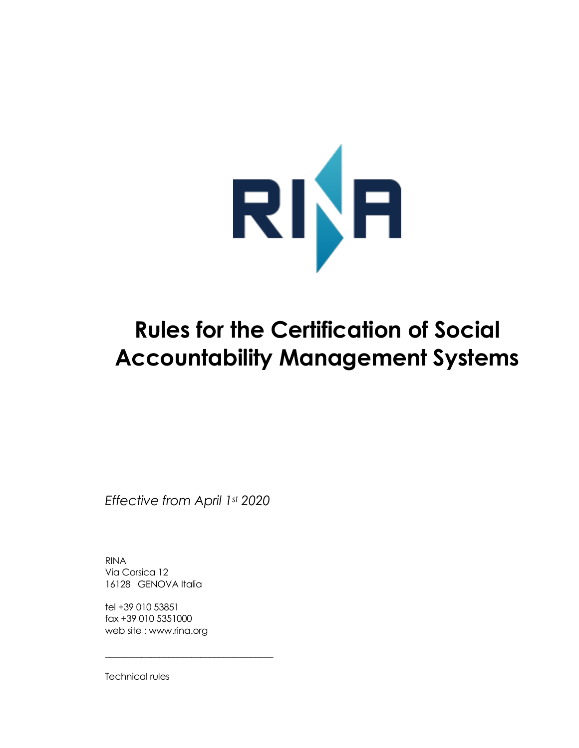# Rules for the Certification of Social Accountability Management Systems

*Effective from April 1st 2020*

RINA  
Via Corsica 12  
16128 GENOVA Italia

tel +39 010 53851  
fax +39 010 5351000  
web site : www.rina.org

---

Technical rules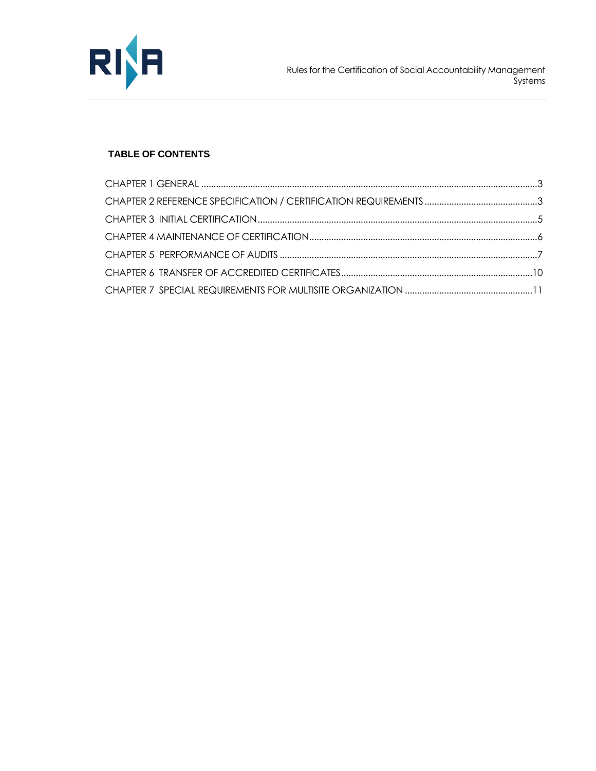**TABLE OF CONTENTS**

CHAPTER 1 GENERAL ....................................................................................................................................3

CHAPTER 2 REFERENCE SPECIFICATION / CERTIFICATION REQUIREMENTS ..............................................3

CHAPTER 3 INITIAL CERTIFICATION ..............................................................................................................5

CHAPTER 4 MAINTENANCE OF CERTIFICATION...........................................................................................6

CHAPTER 5 PERFORMANCE OF AUDITS .......................................................................................................7

CHAPTER 6 TRANSFER OF ACCREDITED CERTIFICATES.............................................................................10

CHAPTER 7 SPECIAL REQUIREMENTS FOR MULTISITE ORGANIZATION ...................................................11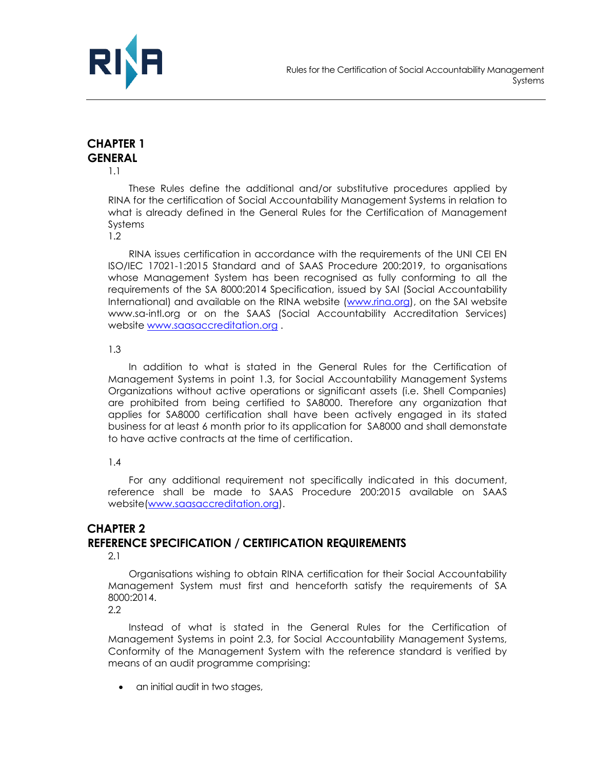# CHAPTER 1
# GENERAL

1.1

These Rules define the additional and/or substitutive procedures applied by RINA for the certification of Social Accountability Management Systems in relation to what is already defined in the General Rules for the Certification of Management Systems

1.2

RINA issues certification in accordance with the requirements of the UNI CEI EN ISO/IEC 17021-1:2015 Standard and of SAAS Procedure 200:2019, to organisations whose Management System has been recognised as fully conforming to all the requirements of the SA 8000:2014 Specification, issued by SAI (Social Accountability International) and available on the RINA website (www.rina.org), on the SAI website www.sa-intl.org or on the SAAS (Social Accountability Accreditation Services) website www.saasaccreditation.org .

1.3

In addition to what is stated in the General Rules for the Certification of Management Systems in point 1.3, for Social Accountability Management Systems Organizations without active operations or significant assets (i.e. Shell Companies) are prohibited from being certified to SA8000. Therefore any organization that applies for SA8000 certification shall have been actively engaged in its stated business for at least 6 month prior to its application for SA8000 and shall demonstate to have active contracts at the time of certification.

1.4

For any additional requirement not specifically indicated in this document, reference shall be made to SAAS Procedure 200:2015 available on SAAS website(www.saasaccreditation.org).

# CHAPTER 2
# REFERENCE SPECIFICATION / CERTIFICATION REQUIREMENTS

2.1

Organisations wishing to obtain RINA certification for their Social Accountability Management System must first and henceforth satisfy the requirements of SA 8000:2014.

2.2

Instead of what is stated in the General Rules for the Certification of Management Systems in point 2.3, for Social Accountability Management Systems, Conformity of the Management System with the reference standard is verified by means of an audit programme comprising:

- an initial audit in two stages,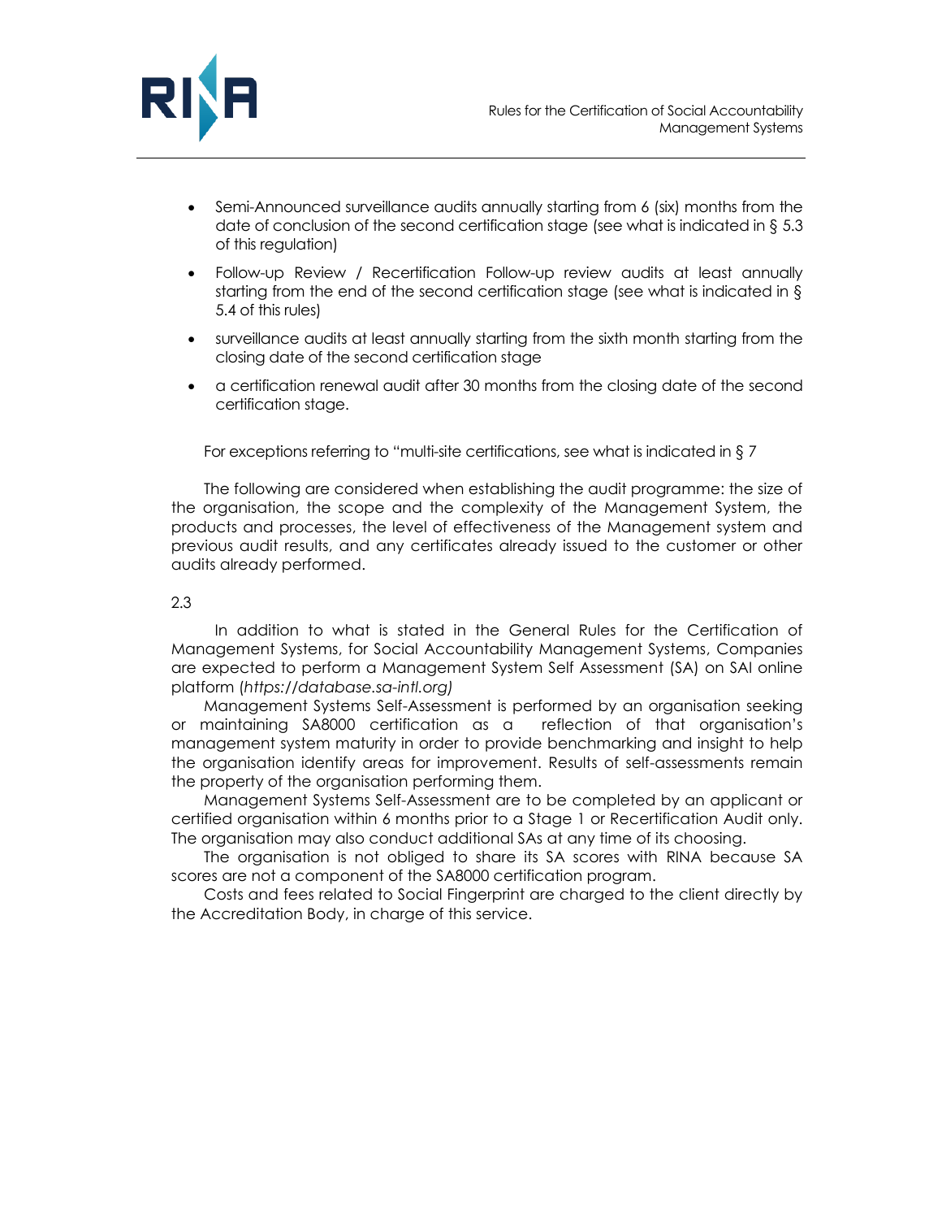- Semi-Announced surveillance audits annually starting from 6 (six) months from the date of conclusion of the second certification stage (see what is indicated in § 5.3 of this regulation)
- Follow-up Review / Recertification Follow-up review audits at least annually starting from the end of the second certification stage (see what is indicated in § 5.4 of this rules)
- surveillance audits at least annually starting from the sixth month starting from the closing date of the second certification stage
- a certification renewal audit after 30 months from the closing date of the second certification stage.

For exceptions referring to "multi-site certifications, see what is indicated in § 7

The following are considered when establishing the audit programme: the size of the organisation, the scope and the complexity of the Management System, the products and processes, the level of effectiveness of the Management system and previous audit results, and any certificates already issued to the customer or other audits already performed.

2.3

In addition to what is stated in the General Rules for the Certification of Management Systems, for Social Accountability Management Systems, Companies are expected to perform a Management System Self Assessment (SA) on SAI online platform (*https://database.sa-intl.org)*

Management Systems Self-Assessment is performed by an organisation seeking or maintaining SA8000 certification as a reflection of that organisation's management system maturity in order to provide benchmarking and insight to help the organisation identify areas for improvement. Results of self-assessments remain the property of the organisation performing them.

Management Systems Self-Assessment are to be completed by an applicant or certified organisation within 6 months prior to a Stage 1 or Recertification Audit only. The organisation may also conduct additional SAs at any time of its choosing.

The organisation is not obliged to share its SA scores with RINA because SA scores are not a component of the SA8000 certification program.

Costs and fees related to Social Fingerprint are charged to the client directly by the Accreditation Body, in charge of this service.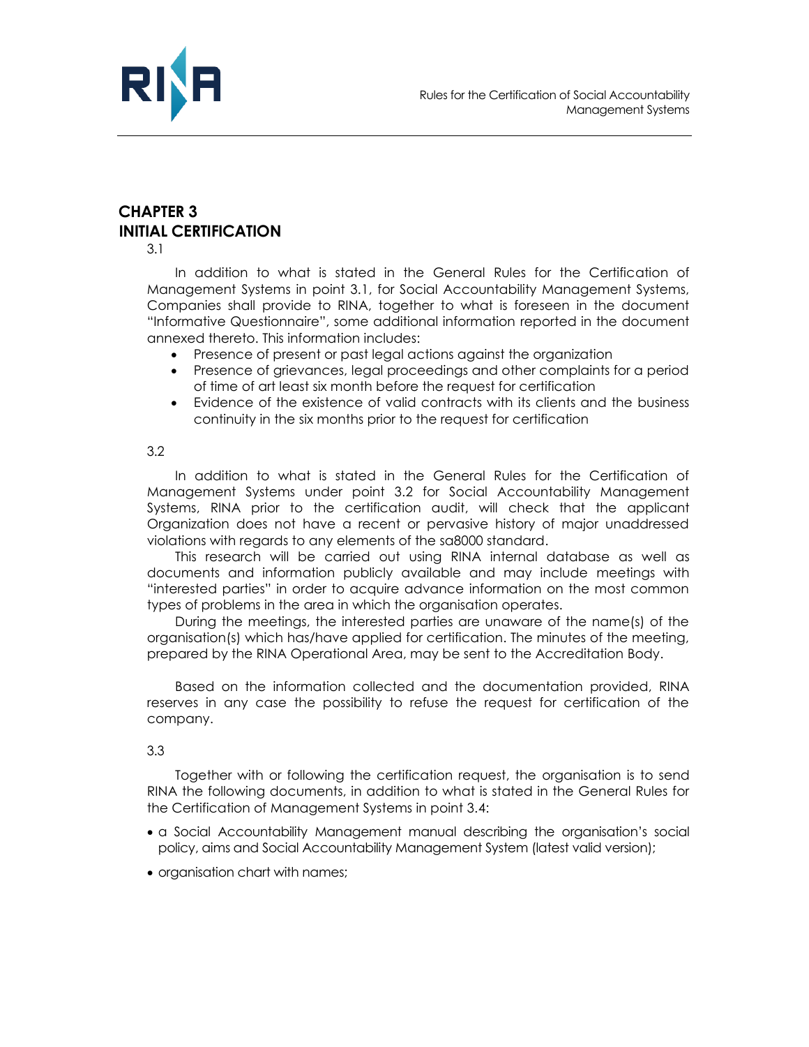# CHAPTER 3
# INITIAL CERTIFICATION

3.1

In addition to what is stated in the General Rules for the Certification of Management Systems in point 3.1, for Social Accountability Management Systems, Companies shall provide to RINA, together to what is foreseen in the document "Informative Questionnaire", some additional information reported in the document annexed thereto. This information includes:

- Presence of present or past legal actions against the organization
- Presence of grievances, legal proceedings and other complaints for a period of time of art least six month before the request for certification
- Evidence of the existence of valid contracts with its clients and the business continuity in the six months prior to the request for certification

3.2

In addition to what is stated in the General Rules for the Certification of Management Systems under point 3.2 for Social Accountability Management Systems, RINA prior to the certification audit, will check that the applicant Organization does not have a recent or pervasive history of major unaddressed violations with regards to any elements of the sa8000 standard.

This research will be carried out using RINA internal database as well as documents and information publicly available and may include meetings with "interested parties" in order to acquire advance information on the most common types of problems in the area in which the organisation operates.

During the meetings, the interested parties are unaware of the name(s) of the organisation(s) which has/have applied for certification. The minutes of the meeting, prepared by the RINA Operational Area, may be sent to the Accreditation Body.

Based on the information collected and the documentation provided, RINA reserves in any case the possibility to refuse the request for certification of the company.

3.3

Together with or following the certification request, the organisation is to send RINA the following documents, in addition to what is stated in the General Rules for the Certification of Management Systems in point 3.4:

- a Social Accountability Management manual describing the organisation's social policy, aims and Social Accountability Management System (latest valid version);
- organisation chart with names;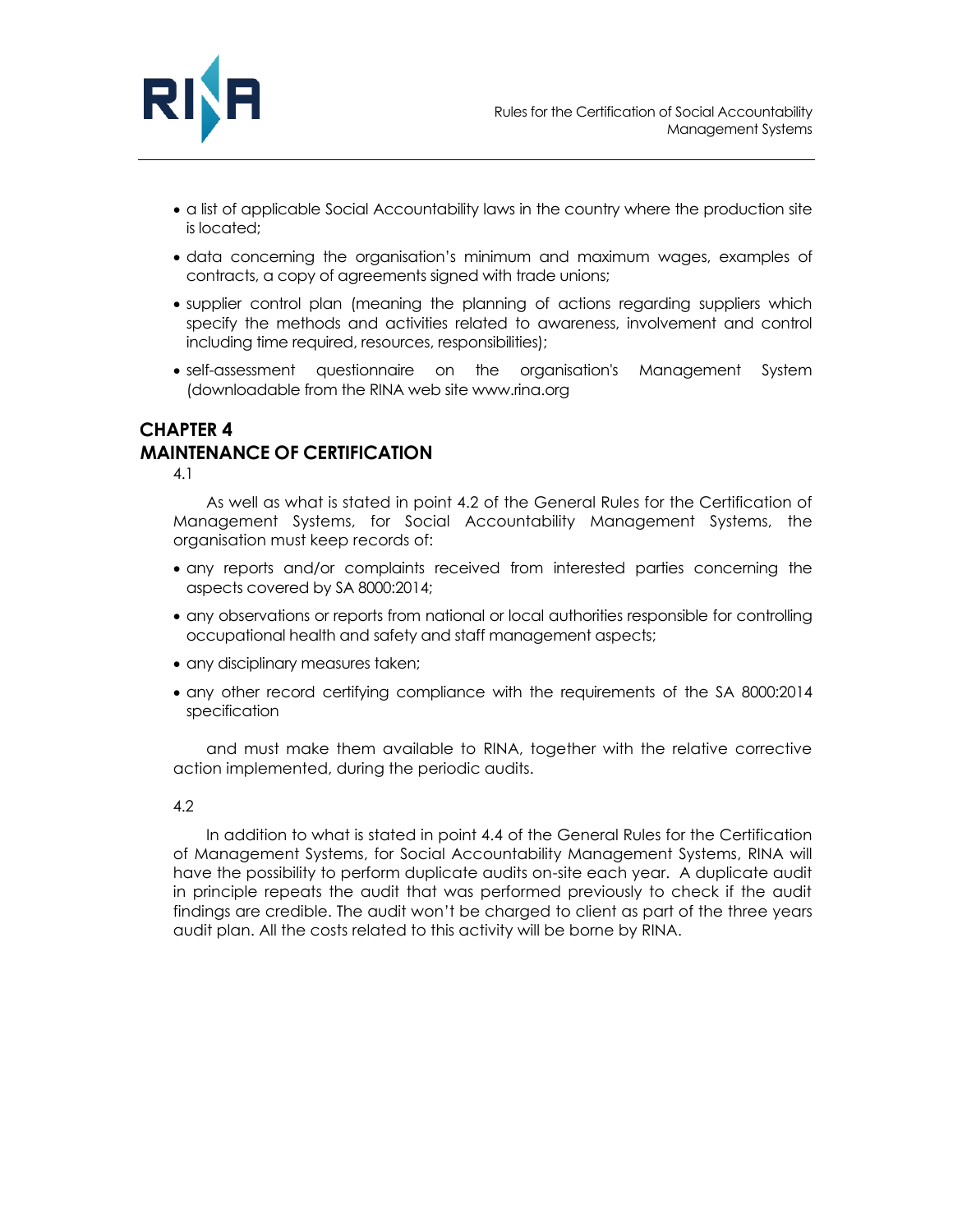- a list of applicable Social Accountability laws in the country where the production site is located;
- data concerning the organisation's minimum and maximum wages, examples of contracts, a copy of agreements signed with trade unions;
- supplier control plan (meaning the planning of actions regarding suppliers which specify the methods and activities related to awareness, involvement and control including time required, resources, responsibilities);
- self-assessment questionnaire on the organisation's Management System (downloadable from the RINA web site www.rina.org

# CHAPTER 4
# MAINTENANCE OF CERTIFICATION

4.1

As well as what is stated in point 4.2 of the General Rules for the Certification of Management Systems, for Social Accountability Management Systems, the organisation must keep records of:

- any reports and/or complaints received from interested parties concerning the aspects covered by SA 8000:2014;
- any observations or reports from national or local authorities responsible for controlling occupational health and safety and staff management aspects;
- any disciplinary measures taken;
- any other record certifying compliance with the requirements of the SA 8000:2014 specification

and must make them available to RINA, together with the relative corrective action implemented, during the periodic audits.

4.2

In addition to what is stated in point 4.4 of the General Rules for the Certification of Management Systems, for Social Accountability Management Systems, RINA will have the possibility to perform duplicate audits on-site each year. A duplicate audit in principle repeats the audit that was performed previously to check if the audit findings are credible. The audit won't be charged to client as part of the three years audit plan. All the costs related to this activity will be borne by RINA.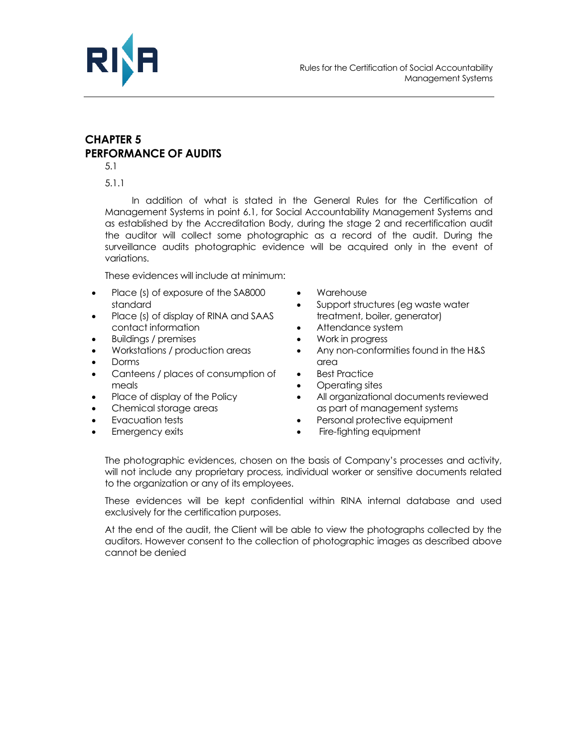# CHAPTER 5
# PERFORMANCE OF AUDITS

5.1

5.1.1

In addition of what is stated in the General Rules for the Certification of Management Systems in point 6.1, for Social Accountability Management Systems and as established by the Accreditation Body, during the stage 2 and recertification audit the auditor will collect some photographic as a record of the audit. During the surveillance audits photographic evidence will be acquired only in the event of variations.

These evidences will include at minimum:

- Place (s) of exposure of the SA8000 standard
- Place (s) of display of RINA and SAAS contact information
- Buildings / premises
- Workstations / production areas
- Dorms
- Canteens / places of consumption of meals
- Place of display of the Policy
- Chemical storage areas
- Evacuation tests
- Emergency exits
- Warehouse
- Support structures (eg waste water treatment, boiler, generator)
- Attendance system
- Work in progress
- Any non-conformities found in the H&S area
- Best Practice
- Operating sites
- All organizational documents reviewed as part of management systems
- Personal protective equipment
- Fire-fighting equipment

The photographic evidences, chosen on the basis of Company's processes and activity, will not include any proprietary process, individual worker or sensitive documents related to the organization or any of its employees.

These evidences will be kept confidential within RINA internal database and used exclusively for the certification purposes.

At the end of the audit, the Client will be able to view the photographs collected by the auditors. However consent to the collection of photographic images as described above cannot be denied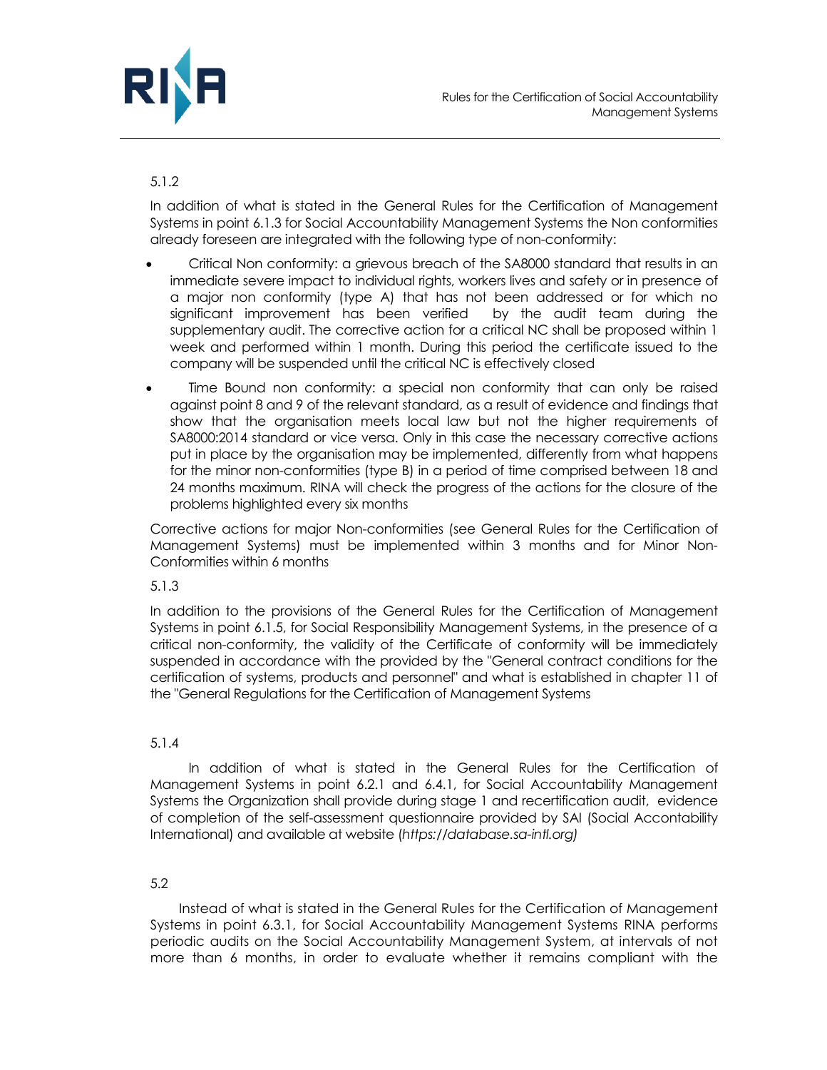5.1.2

In addition of what is stated in the General Rules for the Certification of Management Systems in point 6.1.3 for Social Accountability Management Systems the Non conformities already foreseen are integrated with the following type of non-conformity:

- Critical Non conformity: a grievous breach of the SA8000 standard that results in an immediate severe impact to individual rights, workers lives and safety or in presence of a major non conformity (type A) that has not been addressed or for which no significant improvement has been verified by the audit team during the supplementary audit. The corrective action for a critical NC shall be proposed within 1 week and performed within 1 month. During this period the certificate issued to the company will be suspended until the critical NC is effectively closed
- Time Bound non conformity: a special non conformity that can only be raised against point 8 and 9 of the relevant standard, as a result of evidence and findings that show that the organisation meets local law but not the higher requirements of SA8000:2014 standard or vice versa. Only in this case the necessary corrective actions put in place by the organisation may be implemented, differently from what happens for the minor non-conformities (type B) in a period of time comprised between 18 and 24 months maximum. RINA will check the progress of the actions for the closure of the problems highlighted every six months

Corrective actions for major Non-conformities (see General Rules for the Certification of Management Systems) must be implemented within 3 months and for Minor Non-Conformities within 6 months

5.1.3

In addition to the provisions of the General Rules for the Certification of Management Systems in point 6.1.5, for Social Responsibility Management Systems, in the presence of a critical non-conformity, the validity of the Certificate of conformity will be immediately suspended in accordance with the provided by the "General contract conditions for the certification of systems, products and personnel" and what is established in chapter 11 of the "General Regulations for the Certification of Management Systems

5.1.4

In addition of what is stated in the General Rules for the Certification of Management Systems in point 6.2.1 and 6.4.1, for Social Accountability Management Systems the Organization shall provide during stage 1 and recertification audit, evidence of completion of the self-assessment questionnaire provided by SAI (Social Accontability International) and available at website (*https://database.sa-intl.org)*

5.2

Instead of what is stated in the General Rules for the Certification of Management Systems in point 6.3.1, for Social Accountability Management Systems RINA performs periodic audits on the Social Accountability Management System, at intervals of not more than 6 months, in order to evaluate whether it remains compliant with the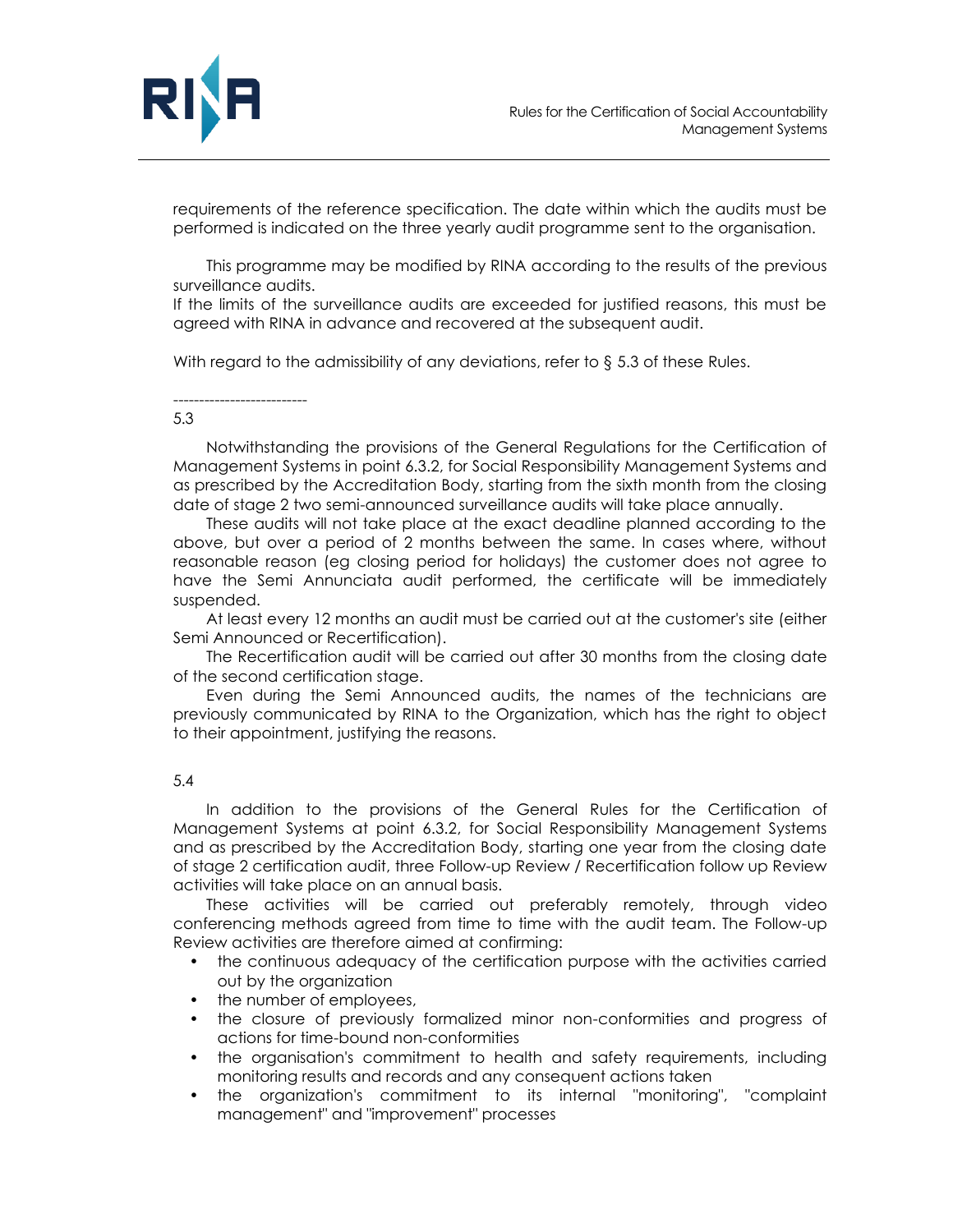requirements of the reference specification. The date within which the audits must be performed is indicated on the three yearly audit programme sent to the organisation.

This programme may be modified by RINA according to the results of the previous surveillance audits.
If the limits of the surveillance audits are exceeded for justified reasons, this must be agreed with RINA in advance and recovered at the subsequent audit.

With regard to the admissibility of any deviations, refer to § 5.3 of these Rules.

-------------------------

5.3

Notwithstanding the provisions of the General Regulations for the Certification of Management Systems in point 6.3.2, for Social Responsibility Management Systems and as prescribed by the Accreditation Body, starting from the sixth month from the closing date of stage 2 two semi-announced surveillance audits will take place annually.

These audits will not take place at the exact deadline planned according to the above, but over a period of 2 months between the same. In cases where, without reasonable reason (eg closing period for holidays) the customer does not agree to have the Semi Annunciata audit performed, the certificate will be immediately suspended.

At least every 12 months an audit must be carried out at the customer's site (either Semi Announced or Recertification).

The Recertification audit will be carried out after 30 months from the closing date of the second certification stage.

Even during the Semi Announced audits, the names of the technicians are previously communicated by RINA to the Organization, which has the right to object to their appointment, justifying the reasons.

5.4

In addition to the provisions of the General Rules for the Certification of Management Systems at point 6.3.2, for Social Responsibility Management Systems and as prescribed by the Accreditation Body, starting one year from the closing date of stage 2 certification audit, three Follow-up Review / Recertification follow up Review activities will take place on an annual basis.

These activities will be carried out preferably remotely, through video conferencing methods agreed from time to time with the audit team. The Follow-up Review activities are therefore aimed at confirming:

- the continuous adequacy of the certification purpose with the activities carried out by the organization
- the number of employees,
- the closure of previously formalized minor non-conformities and progress of actions for time-bound non-conformities
- the organisation's commitment to health and safety requirements, including monitoring results and records and any consequent actions taken
- the organization's commitment to its internal "monitoring", "complaint management" and "improvement" processes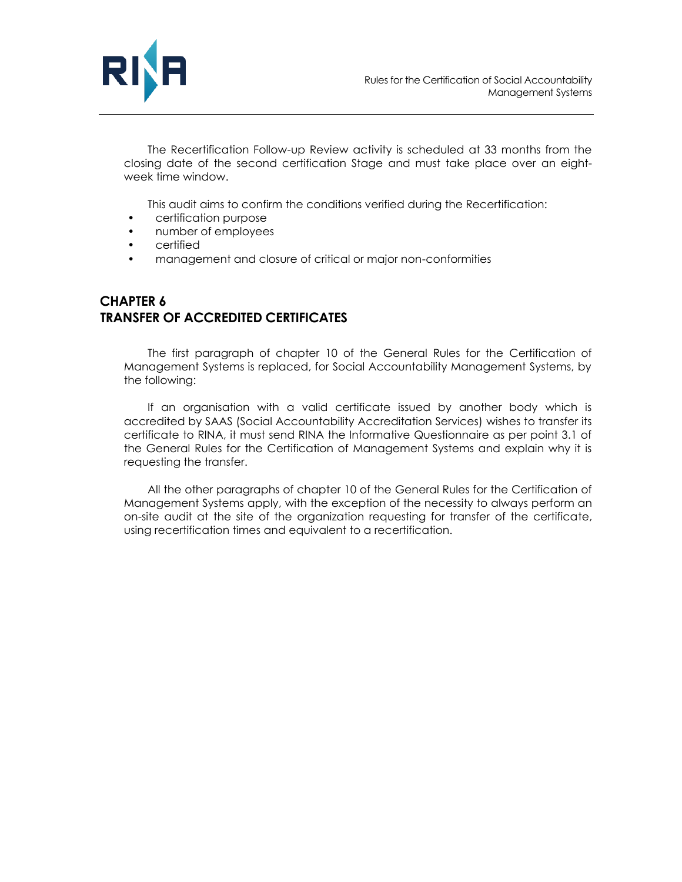The Recertification Follow-up Review activity is scheduled at 33 months from the closing date of the second certification Stage and must take place over an eight-week time window.

This audit aims to confirm the conditions verified during the Recertification:

- certification purpose
- number of employees
- certified
- management and closure of critical or major non-conformities

## CHAPTER 6
## TRANSFER OF ACCREDITED CERTIFICATES

The first paragraph of chapter 10 of the General Rules for the Certification of Management Systems is replaced, for Social Accountability Management Systems, by the following:

If an organisation with a valid certificate issued by another body which is accredited by SAAS (Social Accountability Accreditation Services) wishes to transfer its certificate to RINA, it must send RINA the Informative Questionnaire as per point 3.1 of the General Rules for the Certification of Management Systems and explain why it is requesting the transfer.

All the other paragraphs of chapter 10 of the General Rules for the Certification of Management Systems apply, with the exception of the necessity to always perform an on-site audit at the site of the organization requesting for transfer of the certificate, using recertification times and equivalent to a recertification.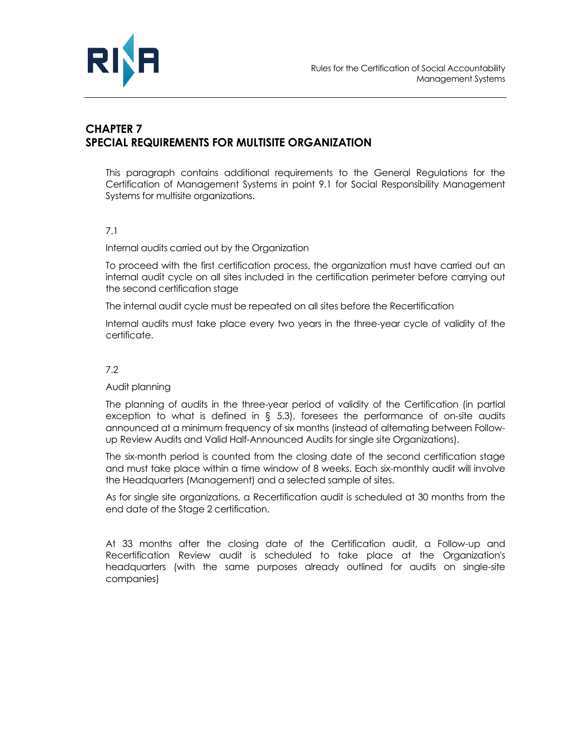# CHAPTER 7
# SPECIAL REQUIREMENTS FOR MULTISITE ORGANIZATION

This paragraph contains additional requirements to the General Regulations for the Certification of Management Systems in point 9.1 for Social Responsibility Management Systems for multisite organizations.

## 7.1

Internal audits carried out by the Organization

To proceed with the first certification process, the organization must have carried out an internal audit cycle on all sites included in the certification perimeter before carrying out the second certification stage

The internal audit cycle must be repeated on all sites before the Recertification

Internal audits must take place every two years in the three-year cycle of validity of the certificate.

## 7.2

Audit planning

The planning of audits in the three-year period of validity of the Certification (in partial exception to what is defined in § 5.3), foresees the performance of on-site audits announced at a minimum frequency of six months (instead of alternating between Follow-up Review Audits and Valid Half-Announced Audits for single site Organizations).

The six-month period is counted from the closing date of the second certification stage and must take place within a time window of 8 weeks. Each six-monthly audit will involve the Headquarters (Management) and a selected sample of sites.

As for single site organizations, a Recertification audit is scheduled at 30 months from the end date of the Stage 2 certification.

At 33 months after the closing date of the Certification audit, a Follow-up and Recertification Review audit is scheduled to take place at the Organization's headquarters (with the same purposes already outlined for audits on single-site companies)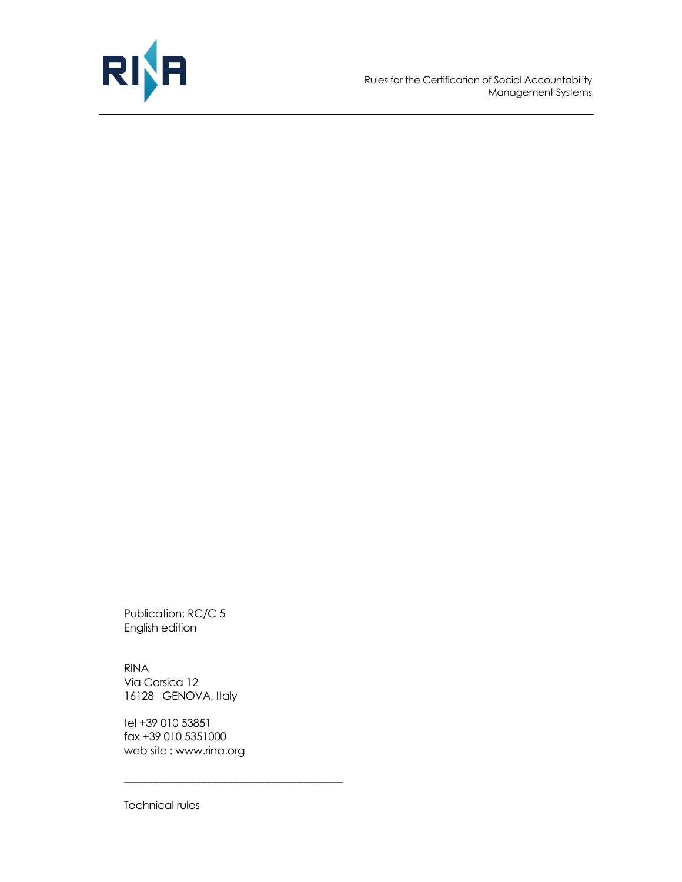Publication: RC/C 5
English edition

RINA
Via Corsica 12
16128 GENOVA, Italy

tel +39 010 53851
fax +39 010 5351000
web site : www.rina.org

---

Technical rules